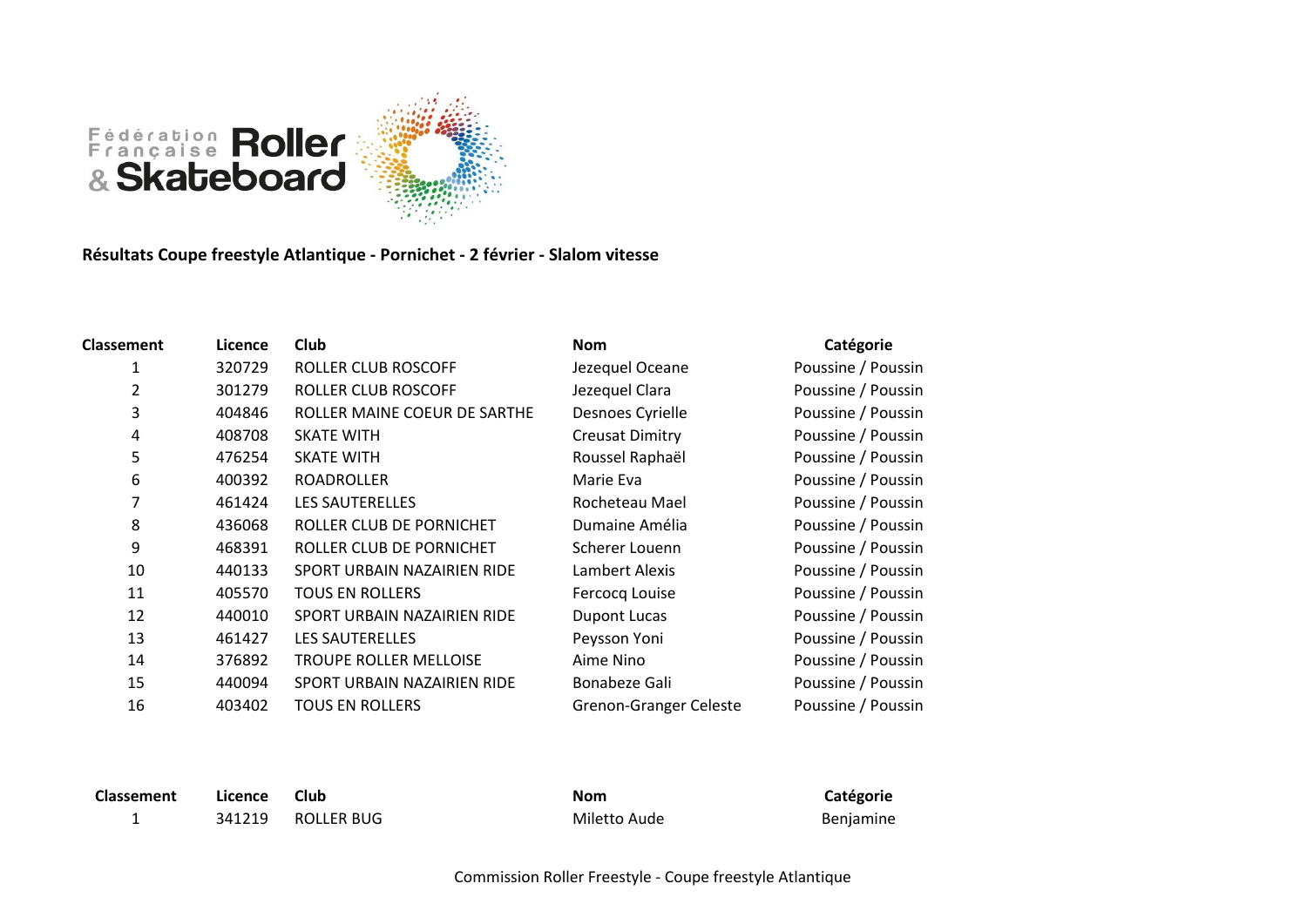Fédération Française Roller & Skateboard

**Résultats Coupe freestyle Atlantique - Pornichet - 2 février - Slalom vitesse**

| Classement | Licence | Club | Nom | Catégorie |
|---|---|---|---|---|
| 1 | 320729 | ROLLER CLUB ROSCOFF | Jezequel Oceane | Poussine / Poussin |
| 2 | 301279 | ROLLER CLUB ROSCOFF | Jezequel Clara | Poussine / Poussin |
| 3 | 404846 | ROLLER MAINE COEUR DE SARTHE | Desnoes Cyrielle | Poussine / Poussin |
| 4 | 408708 | SKATE WITH | Creusat Dimitry | Poussine / Poussin |
| 5 | 476254 | SKATE WITH | Roussel Raphaël | Poussine / Poussin |
| 6 | 400392 | ROADROLLER | Marie Eva | Poussine / Poussin |
| 7 | 461424 | LES SAUTERELLES | Rocheteau Mael | Poussine / Poussin |
| 8 | 436068 | ROLLER CLUB DE PORNICHET | Dumaine Amélia | Poussine / Poussin |
| 9 | 468391 | ROLLER CLUB DE PORNICHET | Scherer Louenn | Poussine / Poussin |
| 10 | 440133 | SPORT URBAIN NAZAIRIEN RIDE | Lambert Alexis | Poussine / Poussin |
| 11 | 405570 | TOUS EN ROLLERS | Fercocq Louise | Poussine / Poussin |
| 12 | 440010 | SPORT URBAIN NAZAIRIEN RIDE | Dupont Lucas | Poussine / Poussin |
| 13 | 461427 | LES SAUTERELLES | Peysson Yoni | Poussine / Poussin |
| 14 | 376892 | TROUPE ROLLER MELLOISE | Aime Nino | Poussine / Poussin |
| 15 | 440094 | SPORT URBAIN NAZAIRIEN RIDE | Bonabeze Gali | Poussine / Poussin |
| 16 | 403402 | TOUS EN ROLLERS | Grenon-Granger Celeste | Poussine / Poussin |

| Classement | Licence | Club | Nom | Catégorie |
|---|---|---|---|---|
| 1 | 341219 | ROLLER BUG | Miletto Aude | Benjamine |

Commission Roller Freestyle - Coupe freestyle Atlantique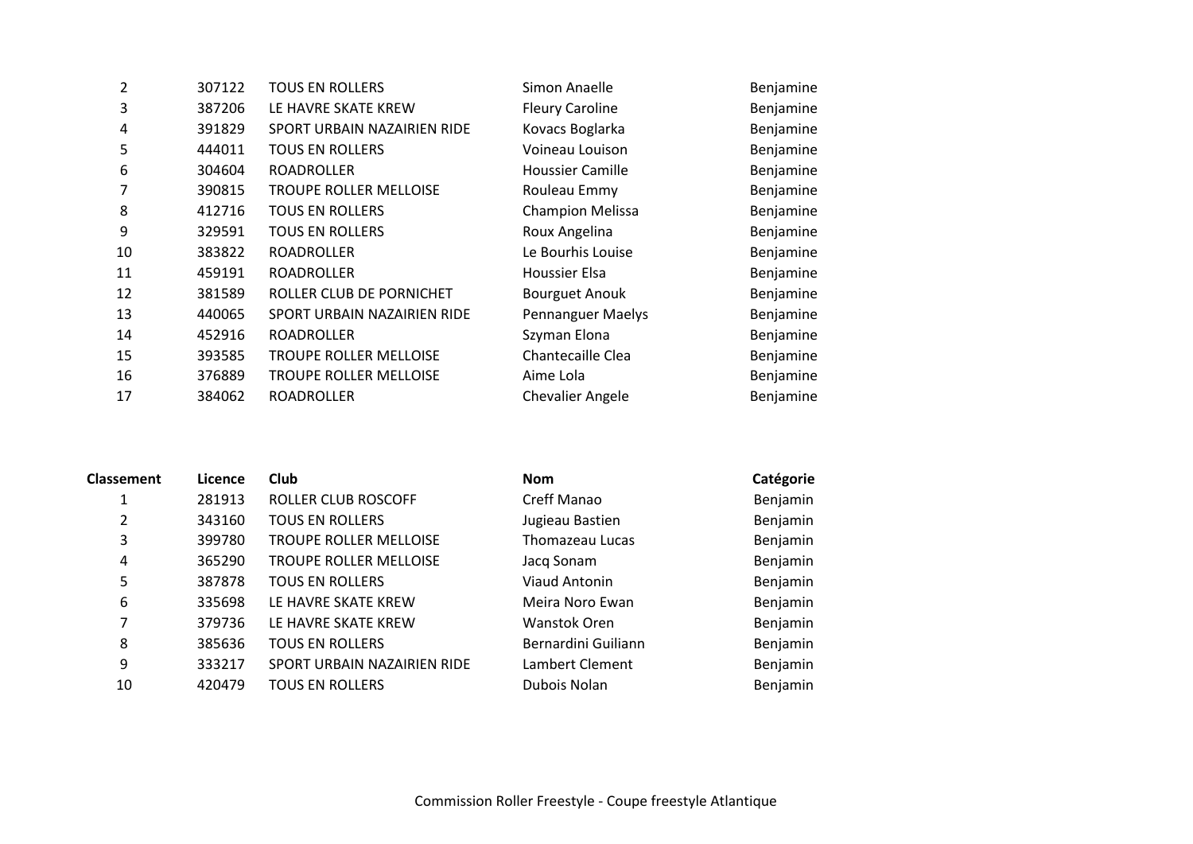| | | | | |
|---|---|---|---|---|
| 2 | 307122 | TOUS EN ROLLERS | Simon Anaelle | Benjamine |
| 3 | 387206 | LE HAVRE SKATE KREW | Fleury Caroline | Benjamine |
| 4 | 391829 | SPORT URBAIN NAZAIRIEN RIDE | Kovacs Boglarka | Benjamine |
| 5 | 444011 | TOUS EN ROLLERS | Voineau Louison | Benjamine |
| 6 | 304604 | ROADROLLER | Houssier Camille | Benjamine |
| 7 | 390815 | TROUPE ROLLER MELLOISE | Rouleau Emmy | Benjamine |
| 8 | 412716 | TOUS EN ROLLERS | Champion Melissa | Benjamine |
| 9 | 329591 | TOUS EN ROLLERS | Roux Angelina | Benjamine |
| 10 | 383822 | ROADROLLER | Le Bourhis Louise | Benjamine |
| 11 | 459191 | ROADROLLER | Houssier Elsa | Benjamine |
| 12 | 381589 | ROLLER CLUB DE PORNICHET | Bourguet Anouk | Benjamine |
| 13 | 440065 | SPORT URBAIN NAZAIRIEN RIDE | Pennanguer Maelys | Benjamine |
| 14 | 452916 | ROADROLLER | Szyman Elona | Benjamine |
| 15 | 393585 | TROUPE ROLLER MELLOISE | Chantecaille Clea | Benjamine |
| 16 | 376889 | TROUPE ROLLER MELLOISE | Aime Lola | Benjamine |
| 17 | 384062 | ROADROLLER | Chevalier Angele | Benjamine |

| Classement | Licence | Club | Nom | Catégorie |
|---|---|---|---|---|
| 1 | 281913 | ROLLER CLUB ROSCOFF | Creff Manao | Benjamin |
| 2 | 343160 | TOUS EN ROLLERS | Jugieau Bastien | Benjamin |
| 3 | 399780 | TROUPE ROLLER MELLOISE | Thomazeau Lucas | Benjamin |
| 4 | 365290 | TROUPE ROLLER MELLOISE | Jacq Sonam | Benjamin |
| 5 | 387878 | TOUS EN ROLLERS | Viaud Antonin | Benjamin |
| 6 | 335698 | LE HAVRE SKATE KREW | Meira Noro Ewan | Benjamin |
| 7 | 379736 | LE HAVRE SKATE KREW | Wanstok Oren | Benjamin |
| 8 | 385636 | TOUS EN ROLLERS | Bernardini Guiliann | Benjamin |
| 9 | 333217 | SPORT URBAIN NAZAIRIEN RIDE | Lambert Clement | Benjamin |
| 10 | 420479 | TOUS EN ROLLERS | Dubois Nolan | Benjamin |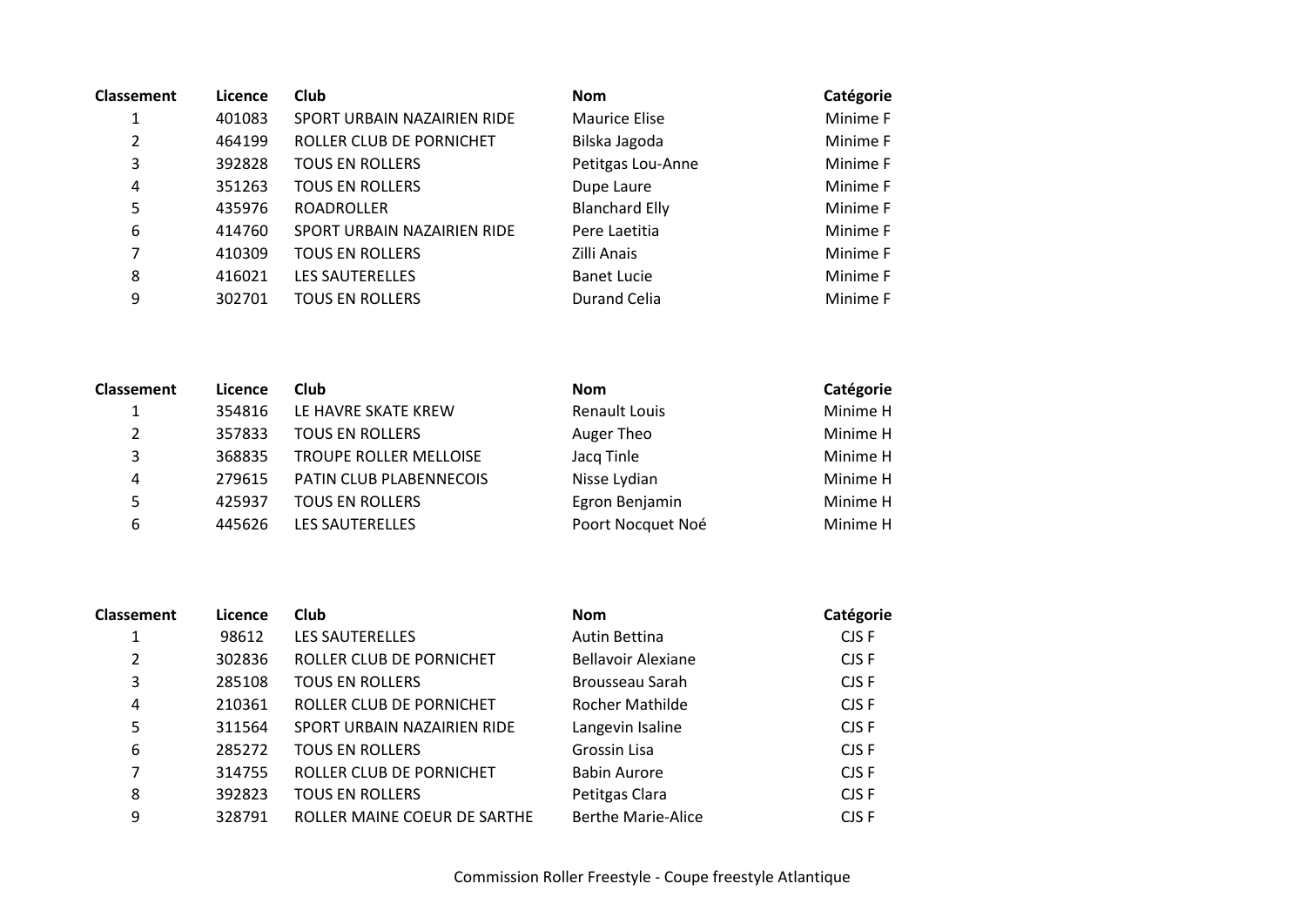| Classement | Licence | Club | Nom | Catégorie |
|---|---|---|---|---|
| 1 | 401083 | SPORT URBAIN NAZAIRIEN RIDE | Maurice Elise | Minime F |
| 2 | 464199 | ROLLER CLUB DE PORNICHET | Bilska Jagoda | Minime F |
| 3 | 392828 | TOUS EN ROLLERS | Petitgas Lou-Anne | Minime F |
| 4 | 351263 | TOUS EN ROLLERS | Dupe Laure | Minime F |
| 5 | 435976 | ROADROLLER | Blanchard Elly | Minime F |
| 6 | 414760 | SPORT URBAIN NAZAIRIEN RIDE | Pere Laetitia | Minime F |
| 7 | 410309 | TOUS EN ROLLERS | Zilli Anais | Minime F |
| 8 | 416021 | LES SAUTERELLES | Banet Lucie | Minime F |
| 9 | 302701 | TOUS EN ROLLERS | Durand Celia | Minime F |

| Classement | Licence | Club | Nom | Catégorie |
|---|---|---|---|---|
| 1 | 354816 | LE HAVRE SKATE KREW | Renault Louis | Minime H |
| 2 | 357833 | TOUS EN ROLLERS | Auger Theo | Minime H |
| 3 | 368835 | TROUPE ROLLER MELLOISE | Jacq Tinle | Minime H |
| 4 | 279615 | PATIN CLUB PLABENNECOIS | Nisse Lydian | Minime H |
| 5 | 425937 | TOUS EN ROLLERS | Egron Benjamin | Minime H |
| 6 | 445626 | LES SAUTERELLES | Poort Nocquet Noé | Minime H |

| Classement | Licence | Club | Nom | Catégorie |
|---|---|---|---|---|
| 1 | 98612 | LES SAUTERELLES | Autin Bettina | CJS F |
| 2 | 302836 | ROLLER CLUB DE PORNICHET | Bellavoir Alexiane | CJS F |
| 3 | 285108 | TOUS EN ROLLERS | Brousseau Sarah | CJS F |
| 4 | 210361 | ROLLER CLUB DE PORNICHET | Rocher Mathilde | CJS F |
| 5 | 311564 | SPORT URBAIN NAZAIRIEN RIDE | Langevin Isaline | CJS F |
| 6 | 285272 | TOUS EN ROLLERS | Grossin Lisa | CJS F |
| 7 | 314755 | ROLLER CLUB DE PORNICHET | Babin Aurore | CJS F |
| 8 | 392823 | TOUS EN ROLLERS | Petitgas Clara | CJS F |
| 9 | 328791 | ROLLER MAINE COEUR DE SARTHE | Berthe Marie-Alice | CJS F |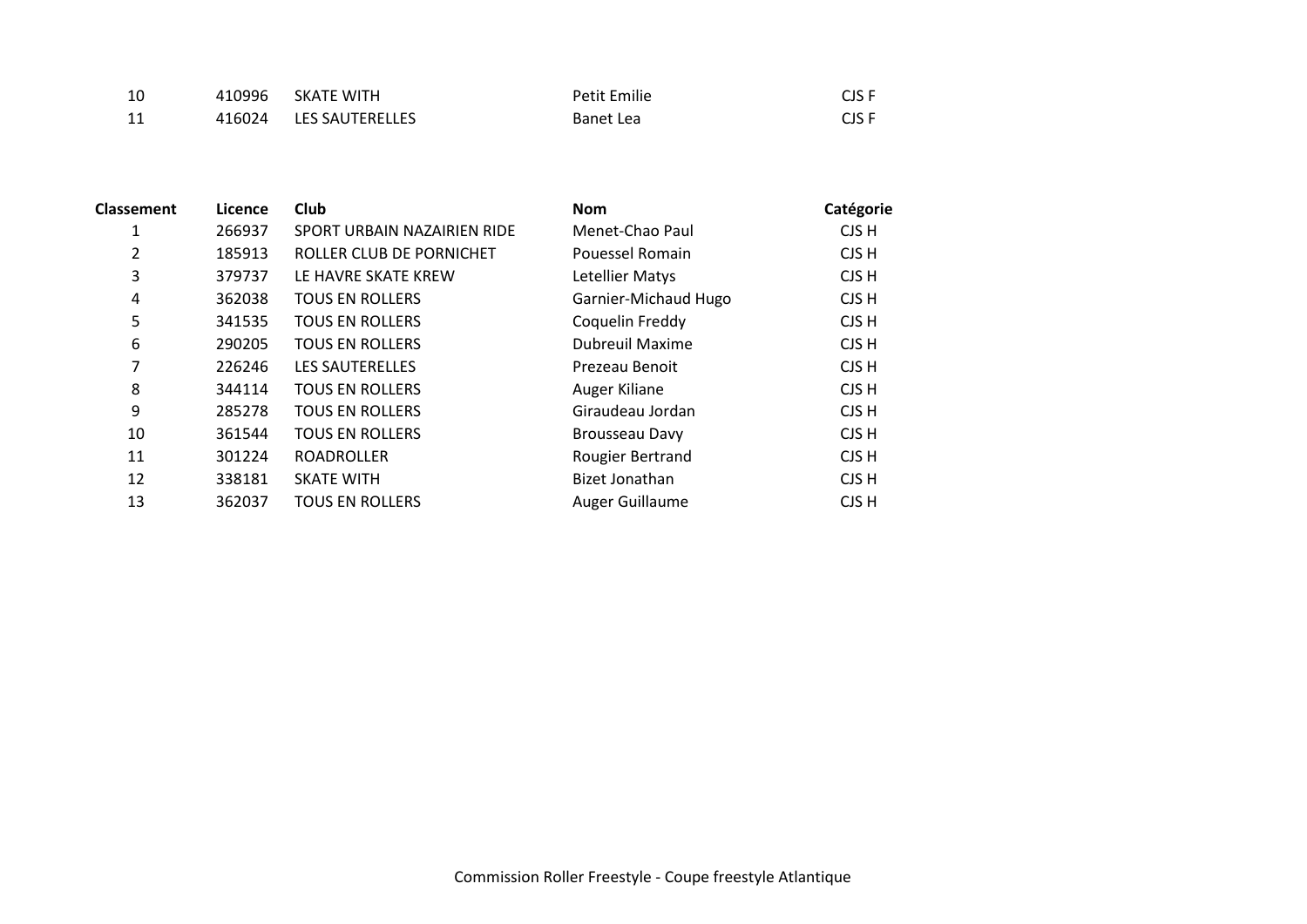| | | | | |
|---|---|---|---|---|
| 10 | 410996 | SKATE WITH | Petit Emilie | CJS F |
| 11 | 416024 | LES SAUTERELLES | Banet Lea | CJS F |

| Classement | Licence | Club | Nom | Catégorie |
|---|---|---|---|---|
| 1 | 266937 | SPORT URBAIN NAZAIRIEN RIDE | Menet-Chao Paul | CJS H |
| 2 | 185913 | ROLLER CLUB DE PORNICHET | Pouessel Romain | CJS H |
| 3 | 379737 | LE HAVRE SKATE KREW | Letellier Matys | CJS H |
| 4 | 362038 | TOUS EN ROLLERS | Garnier-Michaud Hugo | CJS H |
| 5 | 341535 | TOUS EN ROLLERS | Coquelin Freddy | CJS H |
| 6 | 290205 | TOUS EN ROLLERS | Dubreuil Maxime | CJS H |
| 7 | 226246 | LES SAUTERELLES | Prezeau Benoit | CJS H |
| 8 | 344114 | TOUS EN ROLLERS | Auger Kiliane | CJS H |
| 9 | 285278 | TOUS EN ROLLERS | Giraudeau Jordan | CJS H |
| 10 | 361544 | TOUS EN ROLLERS | Brousseau Davy | CJS H |
| 11 | 301224 | ROADROLLER | Rougier Bertrand | CJS H |
| 12 | 338181 | SKATE WITH | Bizet Jonathan | CJS H |
| 13 | 362037 | TOUS EN ROLLERS | Auger Guillaume | CJS H |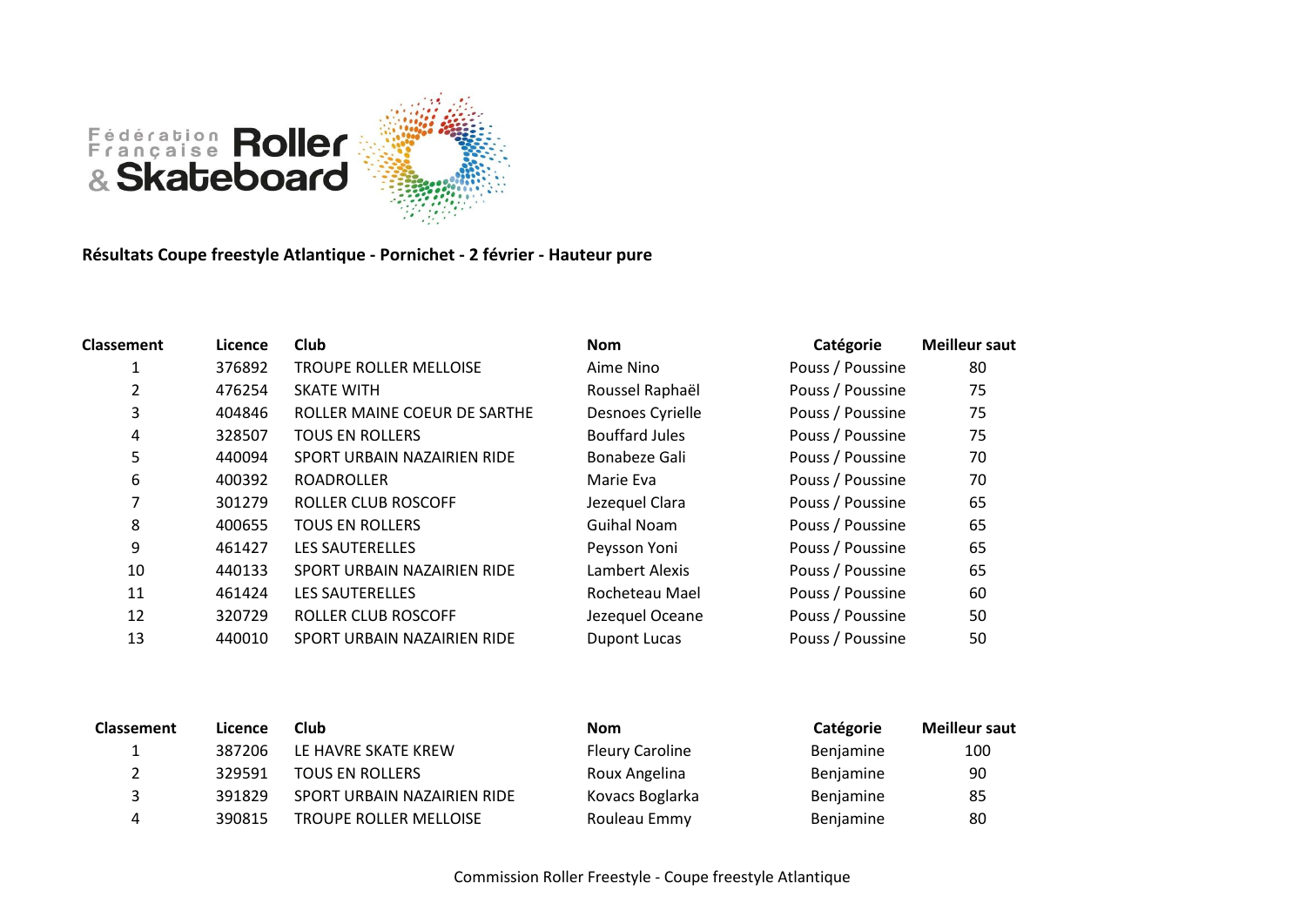**Résultats Coupe freestyle Atlantique - Pornichet - 2 février - Hauteur pure**

| Classement | Licence | Club | Nom | Catégorie | Meilleur saut |
|---|---|---|---|---|---|
| 1 | 376892 | TROUPE ROLLER MELLOISE | Aime Nino | Pouss / Poussine | 80 |
| 2 | 476254 | SKATE WITH | Roussel Raphaël | Pouss / Poussine | 75 |
| 3 | 404846 | ROLLER MAINE COEUR DE SARTHE | Desnoes Cyrielle | Pouss / Poussine | 75 |
| 4 | 328507 | TOUS EN ROLLERS | Bouffard Jules | Pouss / Poussine | 75 |
| 5 | 440094 | SPORT URBAIN NAZAIRIEN RIDE | Bonabeze Gali | Pouss / Poussine | 70 |
| 6 | 400392 | ROADROLLER | Marie Eva | Pouss / Poussine | 70 |
| 7 | 301279 | ROLLER CLUB ROSCOFF | Jezequel Clara | Pouss / Poussine | 65 |
| 8 | 400655 | TOUS EN ROLLERS | Guihal Noam | Pouss / Poussine | 65 |
| 9 | 461427 | LES SAUTERELLES | Peysson Yoni | Pouss / Poussine | 65 |
| 10 | 440133 | SPORT URBAIN NAZAIRIEN RIDE | Lambert Alexis | Pouss / Poussine | 65 |
| 11 | 461424 | LES SAUTERELLES | Rocheteau Mael | Pouss / Poussine | 60 |
| 12 | 320729 | ROLLER CLUB ROSCOFF | Jezequel Oceane | Pouss / Poussine | 50 |
| 13 | 440010 | SPORT URBAIN NAZAIRIEN RIDE | Dupont Lucas | Pouss / Poussine | 50 |

| Classement | Licence | Club | Nom | Catégorie | Meilleur saut |
|---|---|---|---|---|---|
| 1 | 387206 | LE HAVRE SKATE KREW | Fleury Caroline | Benjamine | 100 |
| 2 | 329591 | TOUS EN ROLLERS | Roux Angelina | Benjamine | 90 |
| 3 | 391829 | SPORT URBAIN NAZAIRIEN RIDE | Kovacs Boglarka | Benjamine | 85 |
| 4 | 390815 | TROUPE ROLLER MELLOISE | Rouleau Emmy | Benjamine | 80 |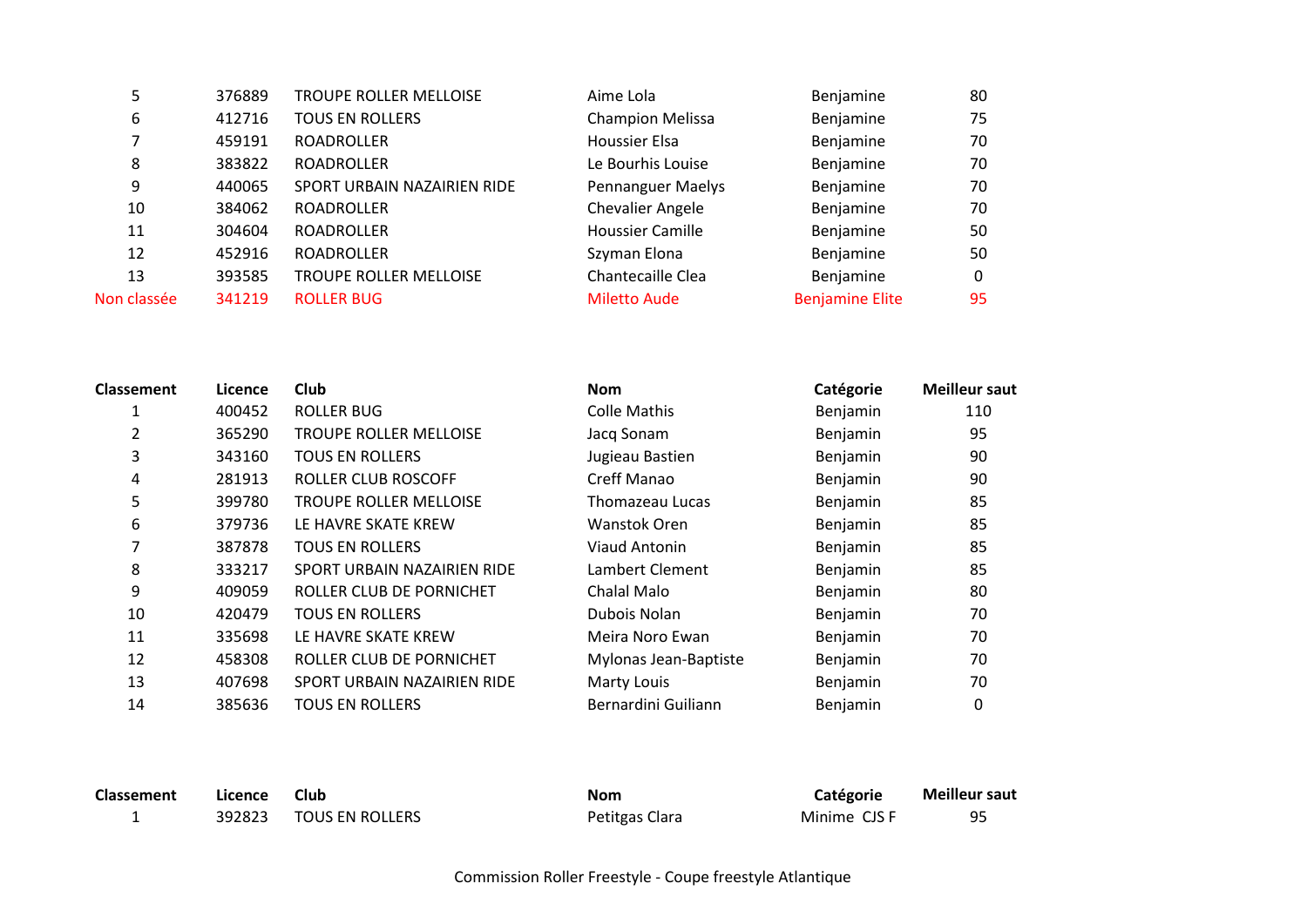| | | | | | |
|---|---|---|---|---|---|
| 5 | 376889 | TROUPE ROLLER MELLOISE | Aime Lola | Benjamine | 80 |
| 6 | 412716 | TOUS EN ROLLERS | Champion Melissa | Benjamine | 75 |
| 7 | 459191 | ROADROLLER | Houssier Elsa | Benjamine | 70 |
| 8 | 383822 | ROADROLLER | Le Bourhis Louise | Benjamine | 70 |
| 9 | 440065 | SPORT URBAIN NAZAIRIEN RIDE | Pennanguer Maelys | Benjamine | 70 |
| 10 | 384062 | ROADROLLER | Chevalier Angele | Benjamine | 70 |
| 11 | 304604 | ROADROLLER | Houssier Camille | Benjamine | 50 |
| 12 | 452916 | ROADROLLER | Szyman Elona | Benjamine | 50 |
| 13 | 393585 | TROUPE ROLLER MELLOISE | Chantecaille Clea | Benjamine | 0 |
| Non classée | 341219 | ROLLER BUG | Miletto Aude | Benjamine Elite | 95 |

| Classement | Licence | Club | Nom | Catégorie | Meilleur saut |
|---|---|---|---|---|---|
| 1 | 400452 | ROLLER BUG | Colle Mathis | Benjamin | 110 |
| 2 | 365290 | TROUPE ROLLER MELLOISE | Jacq Sonam | Benjamin | 95 |
| 3 | 343160 | TOUS EN ROLLERS | Jugieau Bastien | Benjamin | 90 |
| 4 | 281913 | ROLLER CLUB ROSCOFF | Creff Manao | Benjamin | 90 |
| 5 | 399780 | TROUPE ROLLER MELLOISE | Thomazeau Lucas | Benjamin | 85 |
| 6 | 379736 | LE HAVRE SKATE KREW | Wanstok Oren | Benjamin | 85 |
| 7 | 387878 | TOUS EN ROLLERS | Viaud Antonin | Benjamin | 85 |
| 8 | 333217 | SPORT URBAIN NAZAIRIEN RIDE | Lambert Clement | Benjamin | 85 |
| 9 | 409059 | ROLLER CLUB DE PORNICHET | Chalal Malo | Benjamin | 80 |
| 10 | 420479 | TOUS EN ROLLERS | Dubois Nolan | Benjamin | 70 |
| 11 | 335698 | LE HAVRE SKATE KREW | Meira Noro Ewan | Benjamin | 70 |
| 12 | 458308 | ROLLER CLUB DE PORNICHET | Mylonas Jean-Baptiste | Benjamin | 70 |
| 13 | 407698 | SPORT URBAIN NAZAIRIEN RIDE | Marty Louis | Benjamin | 70 |
| 14 | 385636 | TOUS EN ROLLERS | Bernardini Guiliann | Benjamin | 0 |

| Classement | Licence | Club | Nom | Catégorie | Meilleur saut |
|---|---|---|---|---|---|
| 1 | 392823 | TOUS EN ROLLERS | Petitgas Clara | Minime CJS F | 95 |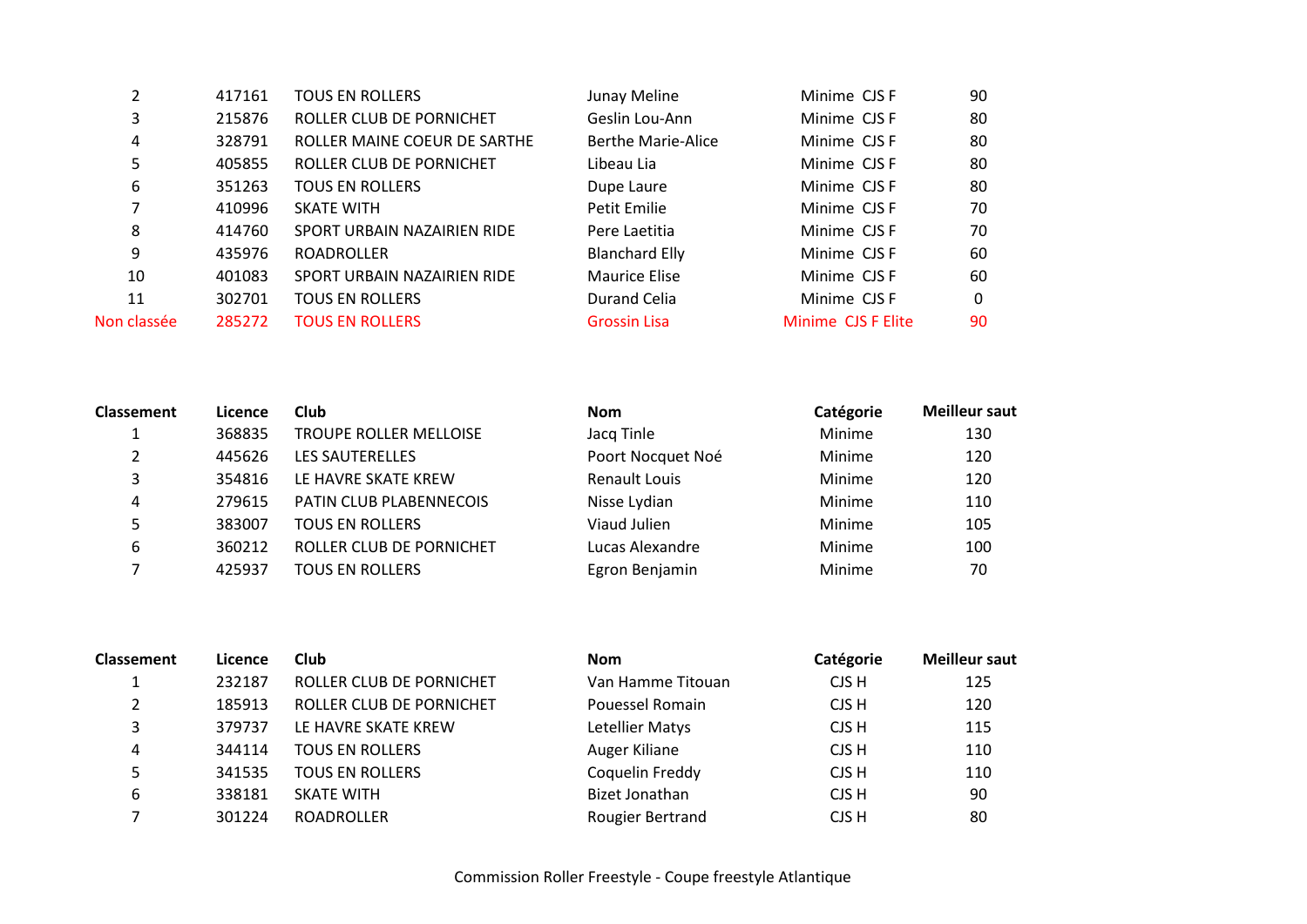| | | | | | |
|---|---|---|---|---|---|
| 2 | 417161 | TOUS EN ROLLERS | Junay Meline | Minime CJS F | 90 |
| 3 | 215876 | ROLLER CLUB DE PORNICHET | Geslin Lou-Ann | Minime CJS F | 80 |
| 4 | 328791 | ROLLER MAINE COEUR DE SARTHE | Berthe Marie-Alice | Minime CJS F | 80 |
| 5 | 405855 | ROLLER CLUB DE PORNICHET | Libeau Lia | Minime CJS F | 80 |
| 6 | 351263 | TOUS EN ROLLERS | Dupe Laure | Minime CJS F | 80 |
| 7 | 410996 | SKATE WITH | Petit Emilie | Minime CJS F | 70 |
| 8 | 414760 | SPORT URBAIN NAZAIRIEN RIDE | Pere Laetitia | Minime CJS F | 70 |
| 9 | 435976 | ROADROLLER | Blanchard Elly | Minime CJS F | 60 |
| 10 | 401083 | SPORT URBAIN NAZAIRIEN RIDE | Maurice Elise | Minime CJS F | 60 |
| 11 | 302701 | TOUS EN ROLLERS | Durand Celia | Minime CJS F | 0 |
| Non classée | 285272 | TOUS EN ROLLERS | Grossin Lisa | Minime CJS F Elite | 90 |

| Classement | Licence | Club | Nom | Catégorie | Meilleur saut |
|---|---|---|---|---|---|
| 1 | 368835 | TROUPE ROLLER MELLOISE | Jacq Tinle | Minime | 130 |
| 2 | 445626 | LES SAUTERELLES | Poort Nocquet Noé | Minime | 120 |
| 3 | 354816 | LE HAVRE SKATE KREW | Renault Louis | Minime | 120 |
| 4 | 279615 | PATIN CLUB PLABENNECOIS | Nisse Lydian | Minime | 110 |
| 5 | 383007 | TOUS EN ROLLERS | Viaud Julien | Minime | 105 |
| 6 | 360212 | ROLLER CLUB DE PORNICHET | Lucas Alexandre | Minime | 100 |
| 7 | 425937 | TOUS EN ROLLERS | Egron Benjamin | Minime | 70 |

| Classement | Licence | Club | Nom | Catégorie | Meilleur saut |
|---|---|---|---|---|---|
| 1 | 232187 | ROLLER CLUB DE PORNICHET | Van Hamme Titouan | CJS H | 125 |
| 2 | 185913 | ROLLER CLUB DE PORNICHET | Pouessel Romain | CJS H | 120 |
| 3 | 379737 | LE HAVRE SKATE KREW | Letellier Matys | CJS H | 115 |
| 4 | 344114 | TOUS EN ROLLERS | Auger Kiliane | CJS H | 110 |
| 5 | 341535 | TOUS EN ROLLERS | Coquelin Freddy | CJS H | 110 |
| 6 | 338181 | SKATE WITH | Bizet Jonathan | CJS H | 90 |
| 7 | 301224 | ROADROLLER | Rougier Bertrand | CJS H | 80 |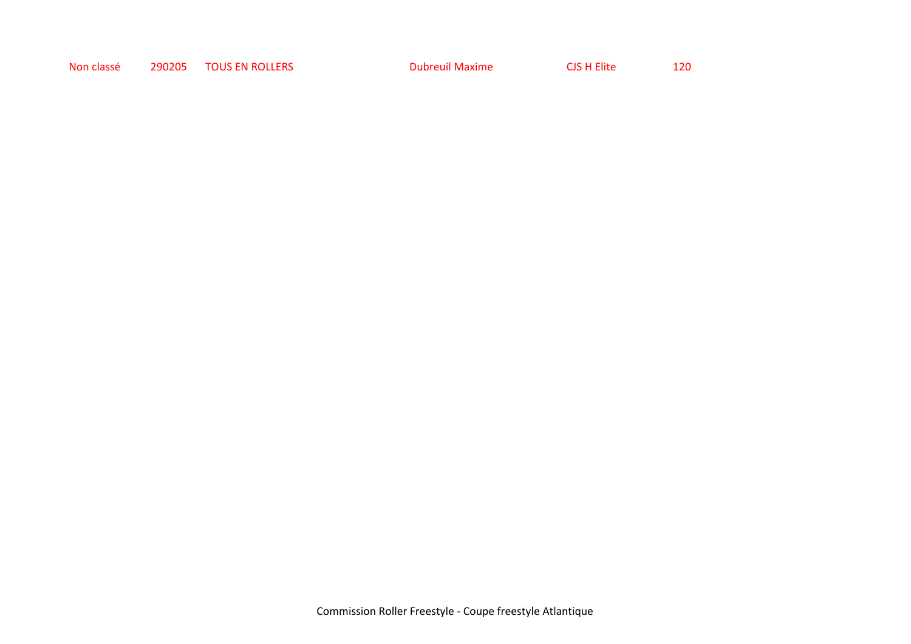| | | | | | |
|---|---|---|---|---|---|
| Non classé | 290205 | TOUS EN ROLLERS | Dubreuil Maxime | CJS H Elite | 120 |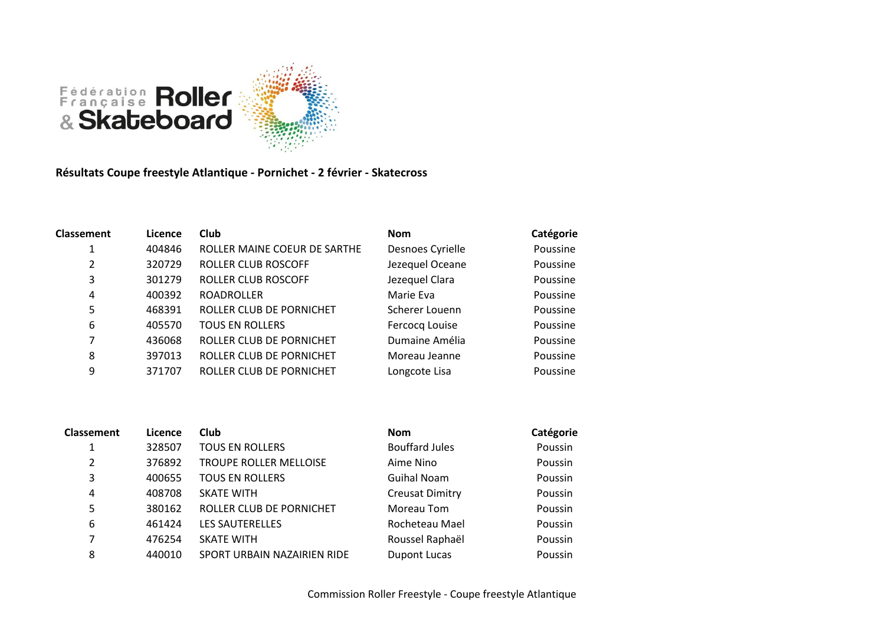**Résultats Coupe freestyle Atlantique - Pornichet - 2 février - Skatecross**

| Classement | Licence | Club | Nom | Catégorie |
|---|---|---|---|---|
| 1 | 404846 | ROLLER MAINE COEUR DE SARTHE | Desnoes Cyrielle | Poussine |
| 2 | 320729 | ROLLER CLUB ROSCOFF | Jezequel Oceane | Poussine |
| 3 | 301279 | ROLLER CLUB ROSCOFF | Jezequel Clara | Poussine |
| 4 | 400392 | ROADROLLER | Marie Eva | Poussine |
| 5 | 468391 | ROLLER CLUB DE PORNICHET | Scherer Louenn | Poussine |
| 6 | 405570 | TOUS EN ROLLERS | Fercocq Louise | Poussine |
| 7 | 436068 | ROLLER CLUB DE PORNICHET | Dumaine Amélia | Poussine |
| 8 | 397013 | ROLLER CLUB DE PORNICHET | Moreau Jeanne | Poussine |
| 9 | 371707 | ROLLER CLUB DE PORNICHET | Longcote Lisa | Poussine |

| Classement | Licence | Club | Nom | Catégorie |
|---|---|---|---|---|
| 1 | 328507 | TOUS EN ROLLERS | Bouffard Jules | Poussin |
| 2 | 376892 | TROUPE ROLLER MELLOISE | Aime Nino | Poussin |
| 3 | 400655 | TOUS EN ROLLERS | Guihal Noam | Poussin |
| 4 | 408708 | SKATE WITH | Creusat Dimitry | Poussin |
| 5 | 380162 | ROLLER CLUB DE PORNICHET | Moreau Tom | Poussin |
| 6 | 461424 | LES SAUTERELLES | Rocheteau Mael | Poussin |
| 7 | 476254 | SKATE WITH | Roussel Raphaël | Poussin |
| 8 | 440010 | SPORT URBAIN NAZAIRIEN RIDE | Dupont Lucas | Poussin |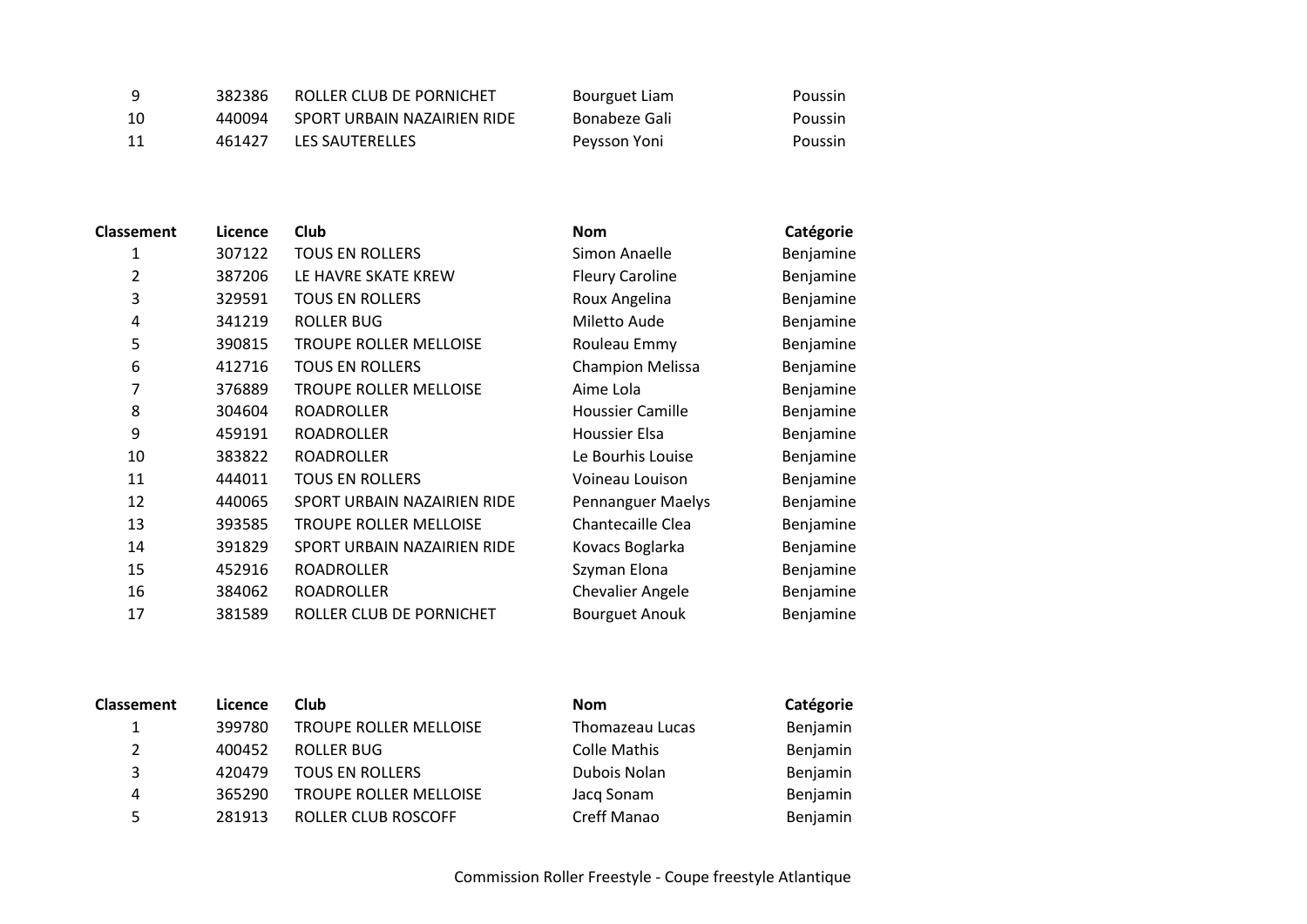| | | | | |
|---|---|---|---|---|
| 9 | 382386 | ROLLER CLUB DE PORNICHET | Bourguet Liam | Poussin |
| 10 | 440094 | SPORT URBAIN NAZAIRIEN RIDE | Bonabeze Gali | Poussin |
| 11 | 461427 | LES SAUTERELLES | Peysson Yoni | Poussin |

| Classement | Licence | Club | Nom | Catégorie |
|---|---|---|---|---|
| 1 | 307122 | TOUS EN ROLLERS | Simon Anaelle | Benjamine |
| 2 | 387206 | LE HAVRE SKATE KREW | Fleury Caroline | Benjamine |
| 3 | 329591 | TOUS EN ROLLERS | Roux Angelina | Benjamine |
| 4 | 341219 | ROLLER BUG | Miletto Aude | Benjamine |
| 5 | 390815 | TROUPE ROLLER MELLOISE | Rouleau Emmy | Benjamine |
| 6 | 412716 | TOUS EN ROLLERS | Champion Melissa | Benjamine |
| 7 | 376889 | TROUPE ROLLER MELLOISE | Aime Lola | Benjamine |
| 8 | 304604 | ROADROLLER | Houssier Camille | Benjamine |
| 9 | 459191 | ROADROLLER | Houssier Elsa | Benjamine |
| 10 | 383822 | ROADROLLER | Le Bourhis Louise | Benjamine |
| 11 | 444011 | TOUS EN ROLLERS | Voineau Louison | Benjamine |
| 12 | 440065 | SPORT URBAIN NAZAIRIEN RIDE | Pennanguer Maelys | Benjamine |
| 13 | 393585 | TROUPE ROLLER MELLOISE | Chantecaille Clea | Benjamine |
| 14 | 391829 | SPORT URBAIN NAZAIRIEN RIDE | Kovacs Boglarka | Benjamine |
| 15 | 452916 | ROADROLLER | Szyman Elona | Benjamine |
| 16 | 384062 | ROADROLLER | Chevalier Angele | Benjamine |
| 17 | 381589 | ROLLER CLUB DE PORNICHET | Bourguet Anouk | Benjamine |

| Classement | Licence | Club | Nom | Catégorie |
|---|---|---|---|---|
| 1 | 399780 | TROUPE ROLLER MELLOISE | Thomazeau Lucas | Benjamin |
| 2 | 400452 | ROLLER BUG | Colle Mathis | Benjamin |
| 3 | 420479 | TOUS EN ROLLERS | Dubois Nolan | Benjamin |
| 4 | 365290 | TROUPE ROLLER MELLOISE | Jacq Sonam | Benjamin |
| 5 | 281913 | ROLLER CLUB ROSCOFF | Creff Manao | Benjamin |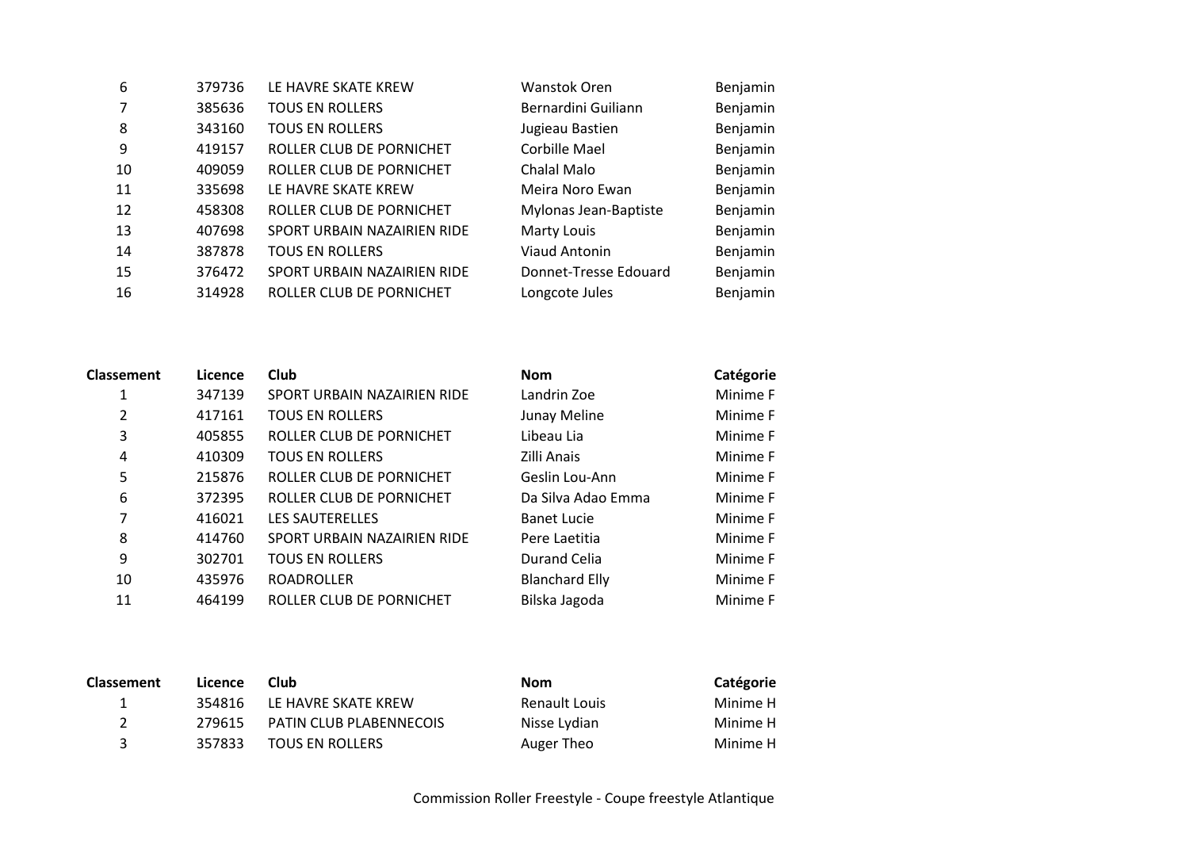| | | | | |
|---|---|---|---|---|
| 6 | 379736 | LE HAVRE SKATE KREW | Wanstok Oren | Benjamin |
| 7 | 385636 | TOUS EN ROLLERS | Bernardini Guiliann | Benjamin |
| 8 | 343160 | TOUS EN ROLLERS | Jugieau Bastien | Benjamin |
| 9 | 419157 | ROLLER CLUB DE PORNICHET | Corbille Mael | Benjamin |
| 10 | 409059 | ROLLER CLUB DE PORNICHET | Chalal Malo | Benjamin |
| 11 | 335698 | LE HAVRE SKATE KREW | Meira Noro Ewan | Benjamin |
| 12 | 458308 | ROLLER CLUB DE PORNICHET | Mylonas Jean-Baptiste | Benjamin |
| 13 | 407698 | SPORT URBAIN NAZAIRIEN RIDE | Marty Louis | Benjamin |
| 14 | 387878 | TOUS EN ROLLERS | Viaud Antonin | Benjamin |
| 15 | 376472 | SPORT URBAIN NAZAIRIEN RIDE | Donnet-Tresse Edouard | Benjamin |
| 16 | 314928 | ROLLER CLUB DE PORNICHET | Longcote Jules | Benjamin |

| Classement | Licence | Club | Nom | Catégorie |
|---|---|---|---|---|
| 1 | 347139 | SPORT URBAIN NAZAIRIEN RIDE | Landrin Zoe | Minime F |
| 2 | 417161 | TOUS EN ROLLERS | Junay Meline | Minime F |
| 3 | 405855 | ROLLER CLUB DE PORNICHET | Libeau Lia | Minime F |
| 4 | 410309 | TOUS EN ROLLERS | Zilli Anais | Minime F |
| 5 | 215876 | ROLLER CLUB DE PORNICHET | Geslin Lou-Ann | Minime F |
| 6 | 372395 | ROLLER CLUB DE PORNICHET | Da Silva Adao Emma | Minime F |
| 7 | 416021 | LES SAUTERELLES | Banet Lucie | Minime F |
| 8 | 414760 | SPORT URBAIN NAZAIRIEN RIDE | Pere Laetitia | Minime F |
| 9 | 302701 | TOUS EN ROLLERS | Durand Celia | Minime F |
| 10 | 435976 | ROADROLLER | Blanchard Elly | Minime F |
| 11 | 464199 | ROLLER CLUB DE PORNICHET | Bilska Jagoda | Minime F |

| Classement | Licence | Club | Nom | Catégorie |
|---|---|---|---|---|
| 1 | 354816 | LE HAVRE SKATE KREW | Renault Louis | Minime H |
| 2 | 279615 | PATIN CLUB PLABENNECOIS | Nisse Lydian | Minime H |
| 3 | 357833 | TOUS EN ROLLERS | Auger Theo | Minime H |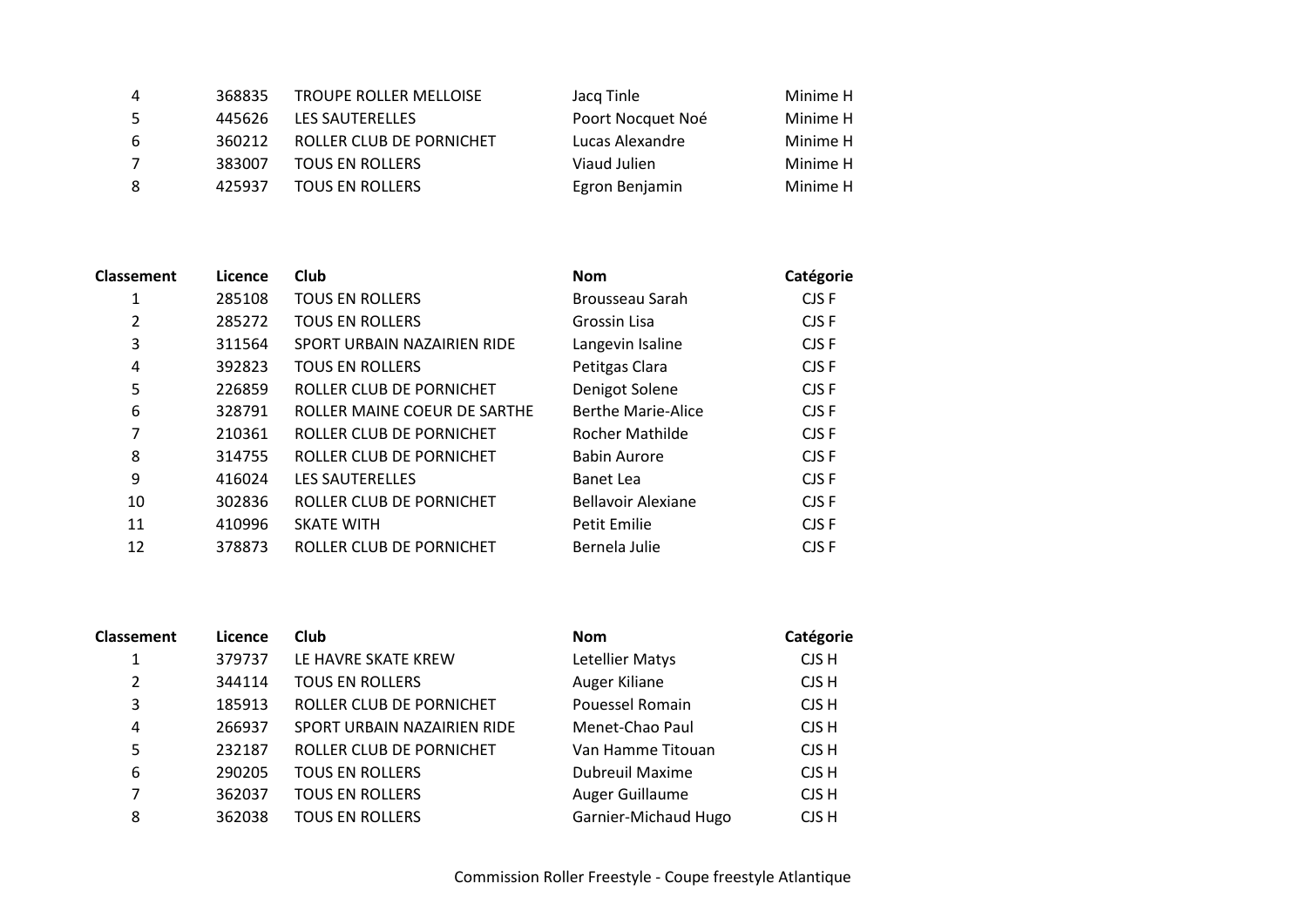| | | | | |
|---|---|---|---|---|
| 4 | 368835 | TROUPE ROLLER MELLOISE | Jacq Tinle | Minime H |
| 5 | 445626 | LES SAUTERELLES | Poort Nocquet Noé | Minime H |
| 6 | 360212 | ROLLER CLUB DE PORNICHET | Lucas Alexandre | Minime H |
| 7 | 383007 | TOUS EN ROLLERS | Viaud Julien | Minime H |
| 8 | 425937 | TOUS EN ROLLERS | Egron Benjamin | Minime H |

| Classement | Licence | Club | Nom | Catégorie |
|---|---|---|---|---|
| 1 | 285108 | TOUS EN ROLLERS | Brousseau Sarah | CJS F |
| 2 | 285272 | TOUS EN ROLLERS | Grossin Lisa | CJS F |
| 3 | 311564 | SPORT URBAIN NAZAIRIEN RIDE | Langevin Isaline | CJS F |
| 4 | 392823 | TOUS EN ROLLERS | Petitgas Clara | CJS F |
| 5 | 226859 | ROLLER CLUB DE PORNICHET | Denigot Solene | CJS F |
| 6 | 328791 | ROLLER MAINE COEUR DE SARTHE | Berthe Marie-Alice | CJS F |
| 7 | 210361 | ROLLER CLUB DE PORNICHET | Rocher Mathilde | CJS F |
| 8 | 314755 | ROLLER CLUB DE PORNICHET | Babin Aurore | CJS F |
| 9 | 416024 | LES SAUTERELLES | Banet Lea | CJS F |
| 10 | 302836 | ROLLER CLUB DE PORNICHET | Bellavoir Alexiane | CJS F |
| 11 | 410996 | SKATE WITH | Petit Emilie | CJS F |
| 12 | 378873 | ROLLER CLUB DE PORNICHET | Bernela Julie | CJS F |

| Classement | Licence | Club | Nom | Catégorie |
|---|---|---|---|---|
| 1 | 379737 | LE HAVRE SKATE KREW | Letellier Matys | CJS H |
| 2 | 344114 | TOUS EN ROLLERS | Auger Kiliane | CJS H |
| 3 | 185913 | ROLLER CLUB DE PORNICHET | Pouessel Romain | CJS H |
| 4 | 266937 | SPORT URBAIN NAZAIRIEN RIDE | Menet-Chao Paul | CJS H |
| 5 | 232187 | ROLLER CLUB DE PORNICHET | Van Hamme Titouan | CJS H |
| 6 | 290205 | TOUS EN ROLLERS | Dubreuil Maxime | CJS H |
| 7 | 362037 | TOUS EN ROLLERS | Auger Guillaume | CJS H |
| 8 | 362038 | TOUS EN ROLLERS | Garnier-Michaud Hugo | CJS H |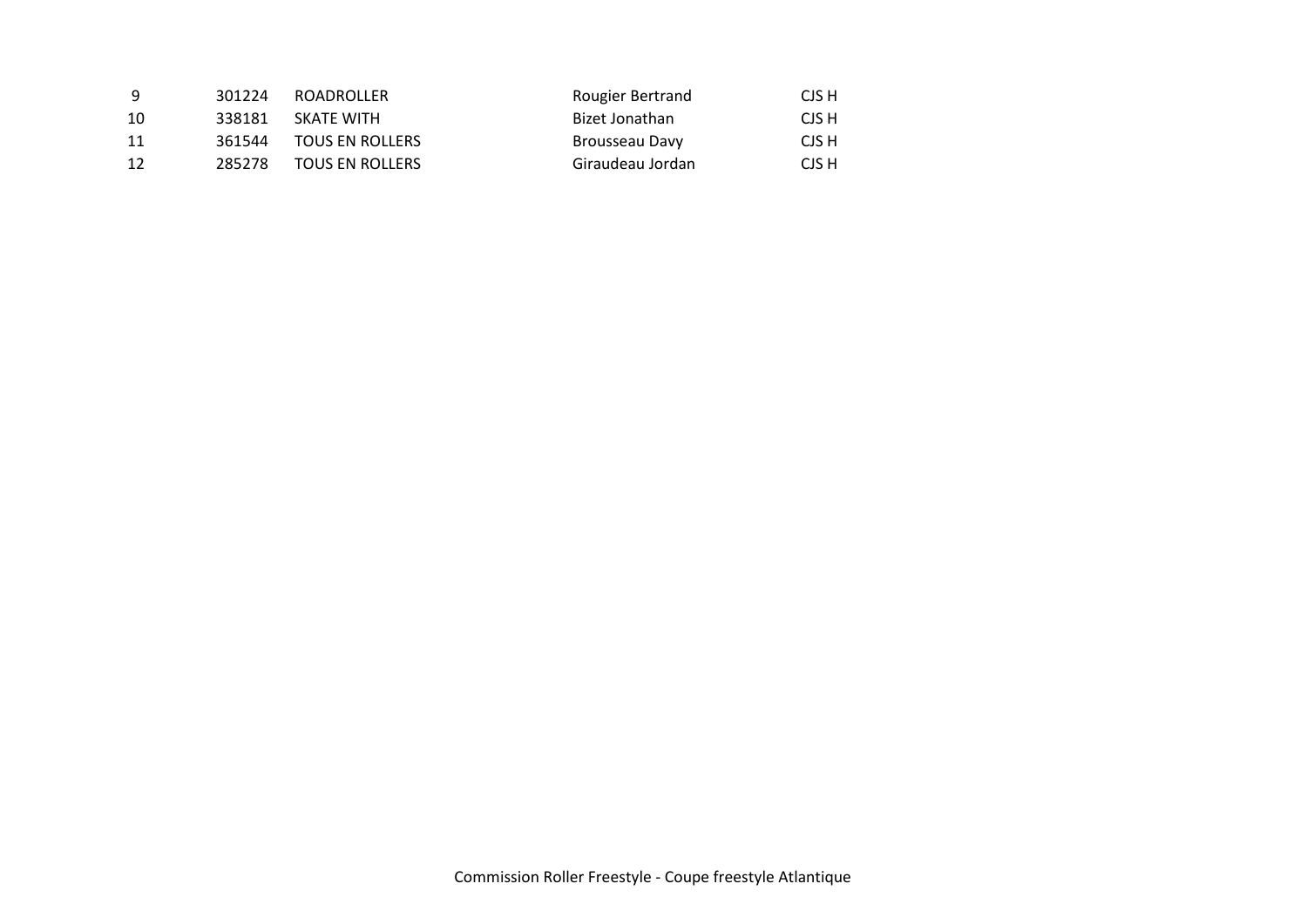| | | | | |
|---|---|---|---|---|
| 9 | 301224 | ROADROLLER | Rougier Bertrand | CJS H |
| 10 | 338181 | SKATE WITH | Bizet Jonathan | CJS H |
| 11 | 361544 | TOUS EN ROLLERS | Brousseau Davy | CJS H |
| 12 | 285278 | TOUS EN ROLLERS | Giraudeau Jordan | CJS H |